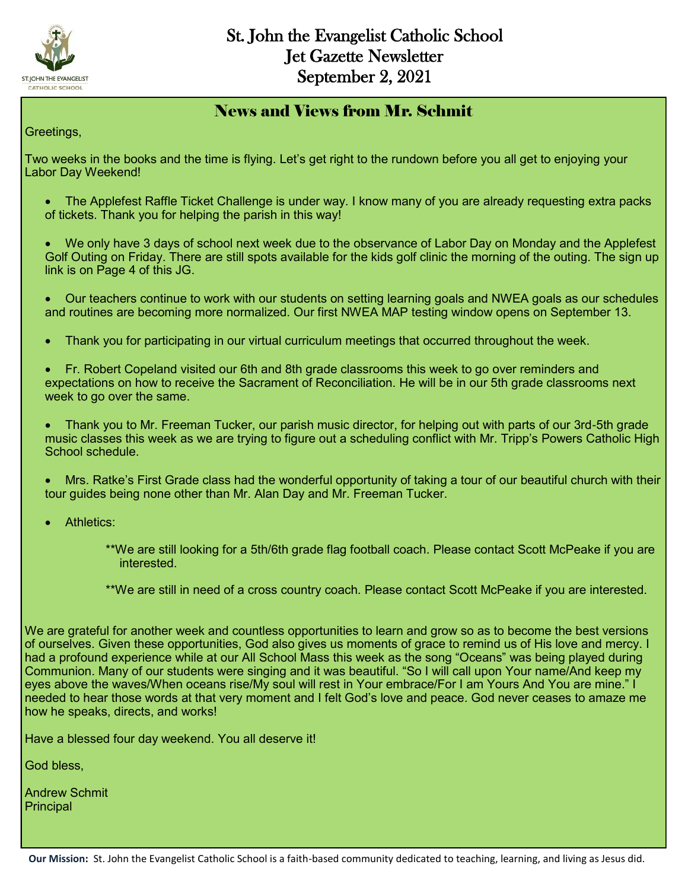# St. John the Evangelist Catholic School
# Jet Gazette Newsletter
# September 2, 2021

## News and Views from Mr. Schmit

Greetings,

Two weeks in the books and the time is flying. Let's get right to the rundown before you all get to enjoying your Labor Day Weekend!

- The Applefest Raffle Ticket Challenge is under way. I know many of you are already requesting extra packs of tickets. Thank you for helping the parish in this way!
- We only have 3 days of school next week due to the observance of Labor Day on Monday and the Applefest Golf Outing on Friday. There are still spots available for the kids golf clinic the morning of the outing. The sign up link is on Page 4 of this JG.
- Our teachers continue to work with our students on setting learning goals and NWEA goals as our schedules and routines are becoming more normalized. Our first NWEA MAP testing window opens on September 13.
- Thank you for participating in our virtual curriculum meetings that occurred throughout the week.
- Fr. Robert Copeland visited our 6th and 8th grade classrooms this week to go over reminders and expectations on how to receive the Sacrament of Reconciliation. He will be in our 5th grade classrooms next week to go over the same.
- Thank you to Mr. Freeman Tucker, our parish music director, for helping out with parts of our 3rd-5th grade music classes this week as we are trying to figure out a scheduling conflict with Mr. Tripp's Powers Catholic High School schedule.
- Mrs. Ratke's First Grade class had the wonderful opportunity of taking a tour of our beautiful church with their tour guides being none other than Mr. Alan Day and Mr. Freeman Tucker.
- Athletics:

  **We are still looking for a 5th/6th grade flag football coach. Please contact Scott McPeake if you are interested.

  **We are still in need of a cross country coach. Please contact Scott McPeake if you are interested.

We are grateful for another week and countless opportunities to learn and grow so as to become the best versions of ourselves. Given these opportunities, God also gives us moments of grace to remind us of His love and mercy. I had a profound experience while at our All School Mass this week as the song "Oceans" was being played during Communion. Many of our students were singing and it was beautiful. "So I will call upon Your name/And keep my eyes above the waves/When oceans rise/My soul will rest in Your embrace/For I am Yours And You are mine." I needed to hear those words at that very moment and I felt God's love and peace. God never ceases to amaze me how he speaks, directs, and works!

Have a blessed four day weekend. You all deserve it!

God bless,

Andrew Schmit
Principal

**Our Mission:** St. John the Evangelist Catholic School is a faith-based community dedicated to teaching, learning, and living as Jesus did.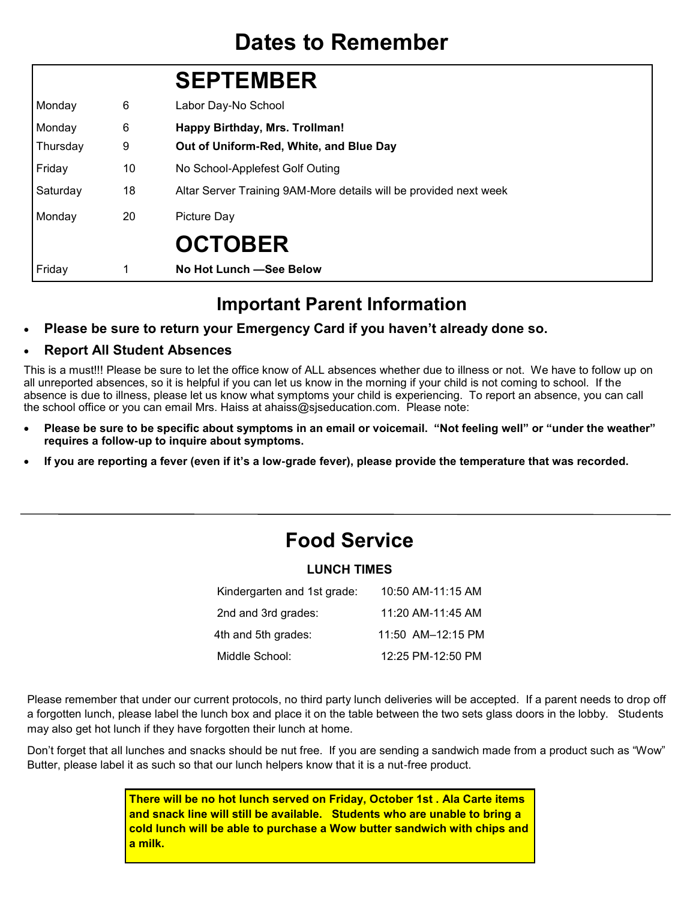# Dates to Remember

| | | SEPTEMBER |
|---|---|---|
| Monday | 6 | Labor Day-No School |
| Monday | 6 | **Happy Birthday, Mrs. Trollman!** |
| Thursday | 9 | **Out of Uniform-Red, White, and Blue Day** |
| Friday | 10 | No School-Applefest Golf Outing |
| Saturday | 18 | Altar Server Training 9AM-More details will be provided next week |
| Monday | 20 | Picture Day |
| | | **OCTOBER** |
| Friday | 1 | **No Hot Lunch —See Below** |

## Important Parent Information

- **Please be sure to return your Emergency Card if you haven't already done so.**
- **Report All Student Absences**

This is a must!!! Please be sure to let the office know of ALL absences whether due to illness or not. We have to follow up on all unreported absences, so it is helpful if you can let us know in the morning if your child is not coming to school. If the absence is due to illness, please let us know what symptoms your child is experiencing. To report an absence, you can call the school office or you can email Mrs. Haiss at ahaiss@sjseducation.com. Please note:

- **Please be sure to be specific about symptoms in an email or voicemail. "Not feeling well" or "under the weather" requires a follow-up to inquire about symptoms.**
- **If you are reporting a fever (even if it's a low-grade fever), please provide the temperature that was recorded.**

---

# Food Service

### LUNCH TIMES

| | |
|---|---|
| Kindergarten and 1st grade: | 10:50 AM-11:15 AM |
| 2nd and 3rd grades: | 11:20 AM-11:45 AM |
| 4th and 5th grades: | 11:50 AM–12:15 PM |
| Middle School: | 12:25 PM-12:50 PM |

Please remember that under our current protocols, no third party lunch deliveries will be accepted. If a parent needs to drop off a forgotten lunch, please label the lunch box and place it on the table between the two sets glass doors in the lobby. Students may also get hot lunch if they have forgotten their lunch at home.

Don't forget that all lunches and snacks should be nut free. If you are sending a sandwich made from a product such as "Wow" Butter, please label it as such so that our lunch helpers know that it is a nut-free product.

**There will be no hot lunch served on Friday, October 1st . Ala Carte items and snack line will still be available. Students who are unable to bring a cold lunch will be able to purchase a Wow butter sandwich with chips and a milk.**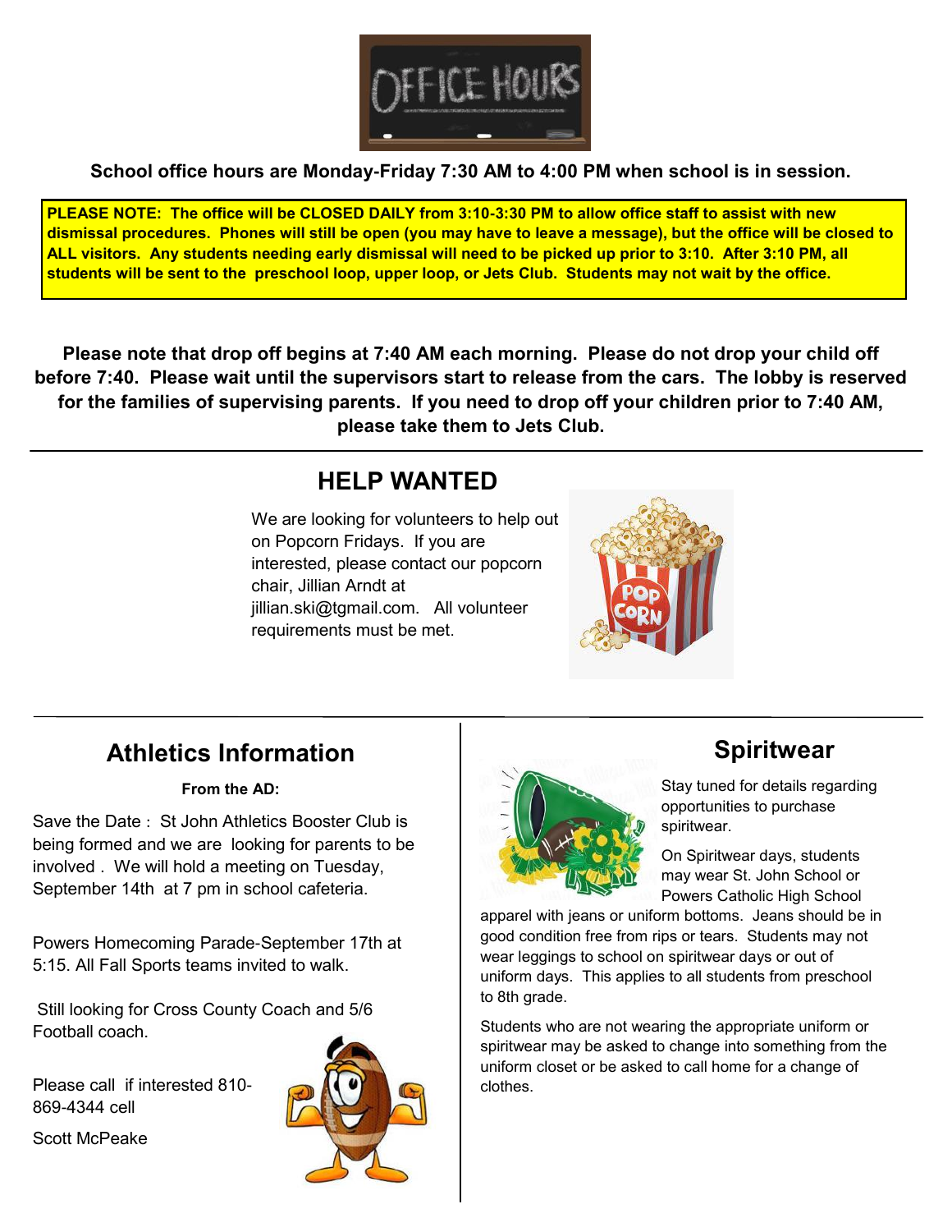# OFFICE HOURS

**School office hours are Monday-Friday 7:30 AM to 4:00 PM when school is in session.**

**PLEASE NOTE: The office will be CLOSED DAILY from 3:10-3:30 PM to allow office staff to assist with new dismissal procedures. Phones will still be open (you may have to leave a message), but the office will be closed to ALL visitors. Any students needing early dismissal will need to be picked up prior to 3:10. After 3:10 PM, all students will be sent to the preschool loop, upper loop, or Jets Club. Students may not wait by the office.**

**Please note that drop off begins at 7:40 AM each morning. Please do not drop your child off before 7:40. Please wait until the supervisors start to release from the cars. The lobby is reserved for the families of supervising parents. If you need to drop off your children prior to 7:40 AM, please take them to Jets Club.**

---

## HELP WANTED

We are looking for volunteers to help out on Popcorn Fridays. If you are interested, please contact our popcorn chair, Jillian Arndt at jillian.ski@tgmail.com. All volunteer requirements must be met.

---

## Athletics Information

**From the AD:**

Save the Date : St John Athletics Booster Club is being formed and we are looking for parents to be involved . We will hold a meeting on Tuesday, September 14th at 7 pm in school cafeteria.

Powers Homecoming Parade-September 17th at 5:15. All Fall Sports teams invited to walk.

Still looking for Cross County Coach and 5/6 Football coach.

Please call if interested 810-869-4344 cell

Scott McPeake

## Spiritwear

Stay tuned for details regarding opportunities to purchase spiritwear.

On Spiritwear days, students may wear St. John School or Powers Catholic High School apparel with jeans or uniform bottoms. Jeans should be in good condition free from rips or tears. Students may not wear leggings to school on spiritwear days or out of uniform days. This applies to all students from preschool to 8th grade.

Students who are not wearing the appropriate uniform or spiritwear may be asked to change into something from the uniform closet or be asked to call home for a change of clothes.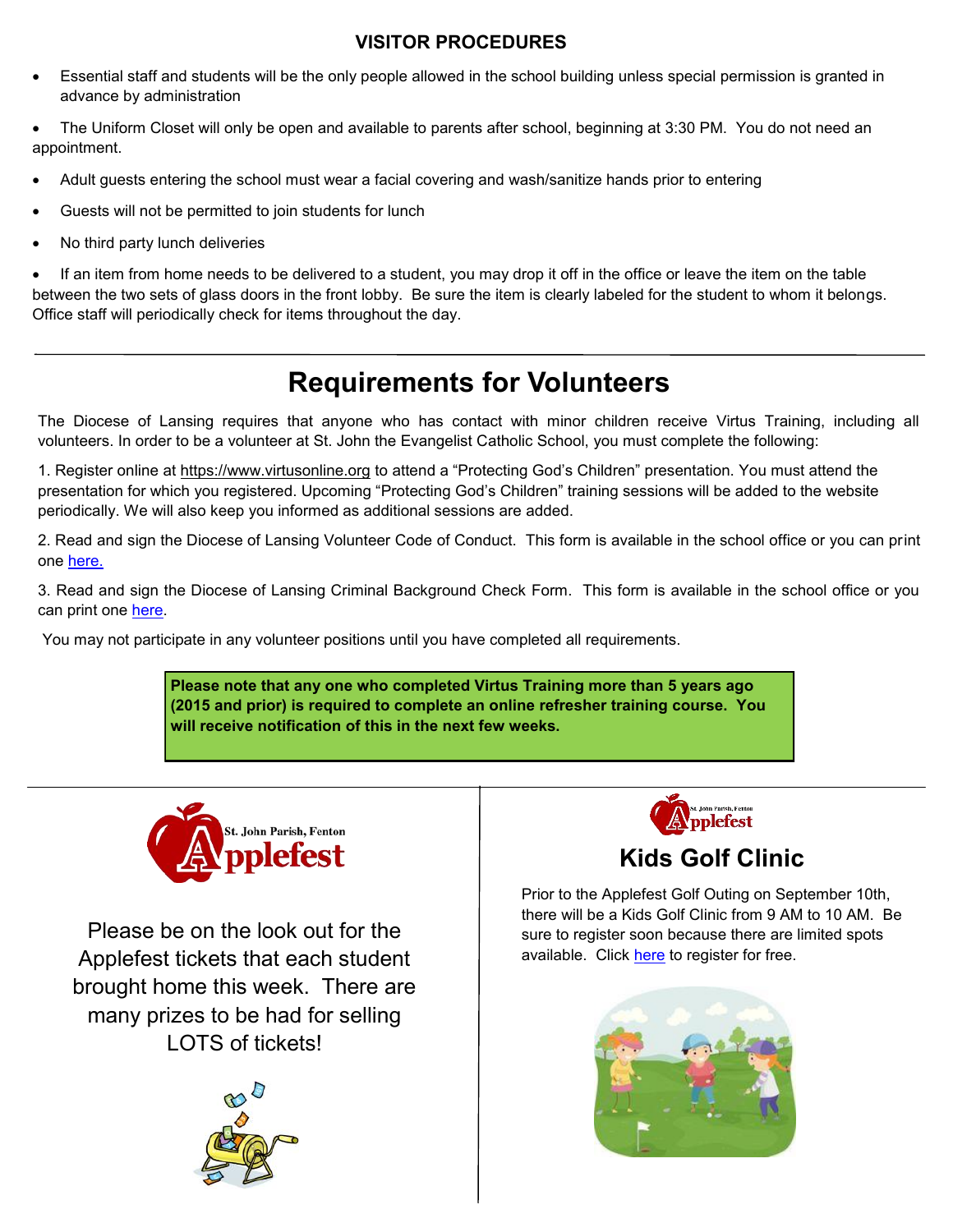## VISITOR PROCEDURES

- Essential staff and students will be the only people allowed in the school building unless special permission is granted in advance by administration
- The Uniform Closet will only be open and available to parents after school, beginning at 3:30 PM. You do not need an appointment.
- Adult guests entering the school must wear a facial covering and wash/sanitize hands prior to entering
- Guests will not be permitted to join students for lunch
- No third party lunch deliveries
- If an item from home needs to be delivered to a student, you may drop it off in the office or leave the item on the table between the two sets of glass doors in the front lobby. Be sure the item is clearly labeled for the student to whom it belongs. Office staff will periodically check for items throughout the day.

---

# Requirements for Volunteers

The Diocese of Lansing requires that anyone who has contact with minor children receive Virtus Training, including all volunteers. In order to be a volunteer at St. John the Evangelist Catholic School, you must complete the following:

1. Register online at https://www.virtusonline.org to attend a "Protecting God's Children" presentation. You must attend the presentation for which you registered. Upcoming "Protecting God's Children" training sessions will be added to the website periodically. We will also keep you informed as additional sessions are added.

2. Read and sign the Diocese of Lansing Volunteer Code of Conduct. This form is available in the school office or you can print one here.

3. Read and sign the Diocese of Lansing Criminal Background Check Form. This form is available in the school office or you can print one here.

You may not participate in any volunteer positions until you have completed all requirements.

**Please note that any one who completed Virtus Training more than 5 years ago (2015 and prior) is required to complete an online refresher training course. You will receive notification of this in the next few weeks.**

---

St. John Parish, Fenton Applefest

Please be on the look out for the Applefest tickets that each student brought home this week. There are many prizes to be had for selling LOTS of tickets!

St. John Parish, Fenton Applefest

## Kids Golf Clinic

Prior to the Applefest Golf Outing on September 10th, there will be a Kids Golf Clinic from 9 AM to 10 AM. Be sure to register soon because there are limited spots available. Click here to register for free.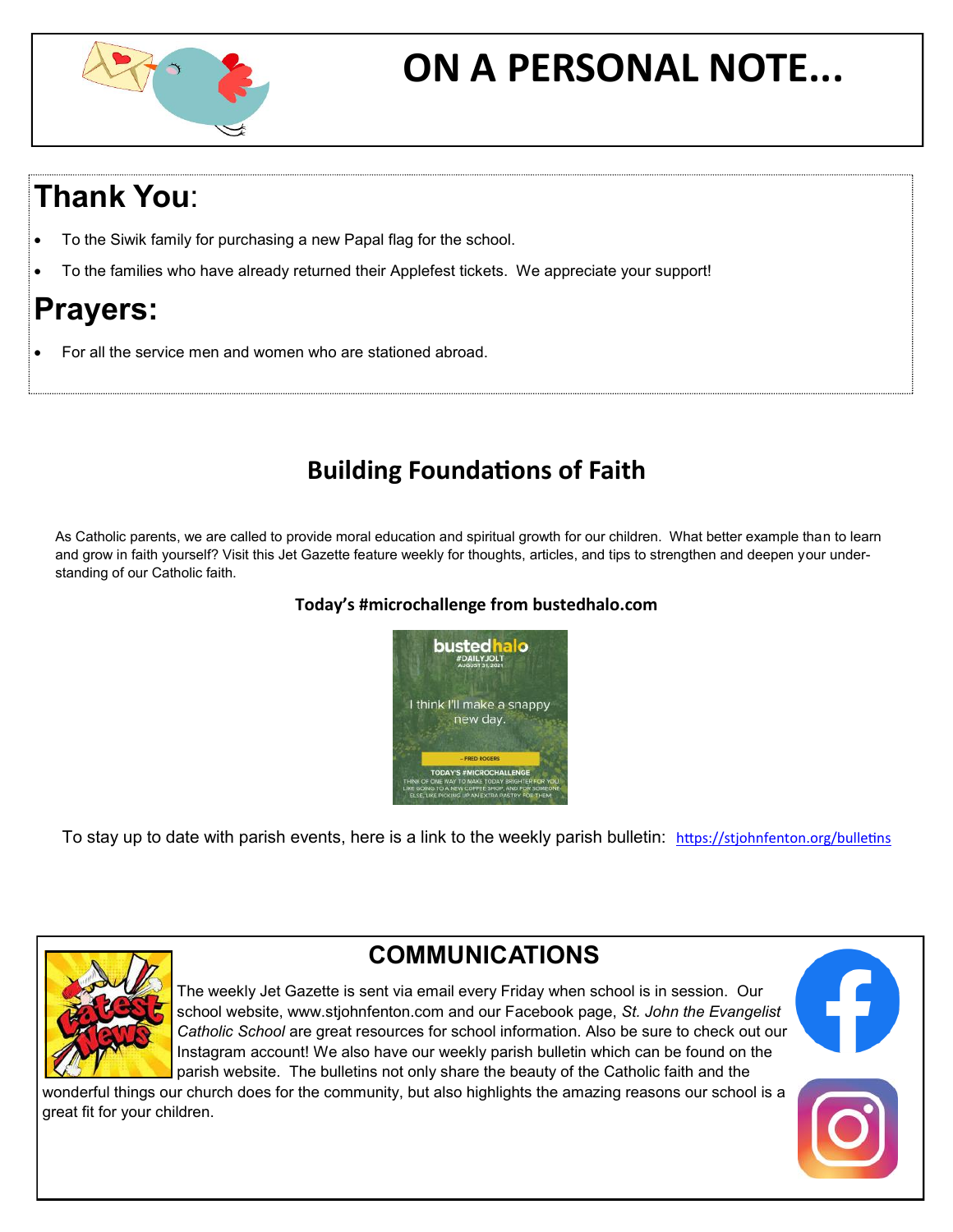# ON A PERSONAL NOTE...

## Thank You:

- To the Siwik family for purchasing a new Papal flag for the school.
- To the families who have already returned their Applefest tickets. We appreciate your support!

## Prayers:

- For all the service men and women who are stationed abroad.

## Building Foundations of Faith

As Catholic parents, we are called to provide moral education and spiritual growth for our children. What better example than to learn and grow in faith yourself? Visit this Jet Gazette feature weekly for thoughts, articles, and tips to strengthen and deepen your understanding of our Catholic faith.

**Today's #microchallenge from bustedhalo.com**

bustedhalo
#DAILYJOLT
AUGUST 31, 2021

I think I'll make a snappy new day.

– FRED ROGERS

TODAY'S #MICROCHALLENGE
THINK OF ONE WAY TO MAKE TODAY BRIGHTER FOR YOU, LIKE GOING TO A NEW COFFEE SHOP, AND FOR SOMEONE ELSE, LIKE PICKING UP AN EXTRA PASTRY FOR THEM.

To stay up to date with parish events, here is a link to the weekly parish bulletin: https://stjohnfenton.org/bulletins

## COMMUNICATIONS

The weekly Jet Gazette is sent via email every Friday when school is in session. Our school website, www.stjohnfenton.com and our Facebook page, *St. John the Evangelist Catholic School* are great resources for school information. Also be sure to check out our Instagram account! We also have our weekly parish bulletin which can be found on the parish website. The bulletins not only share the beauty of the Catholic faith and the wonderful things our church does for the community, but also highlights the amazing reasons our school is a great fit for your children.